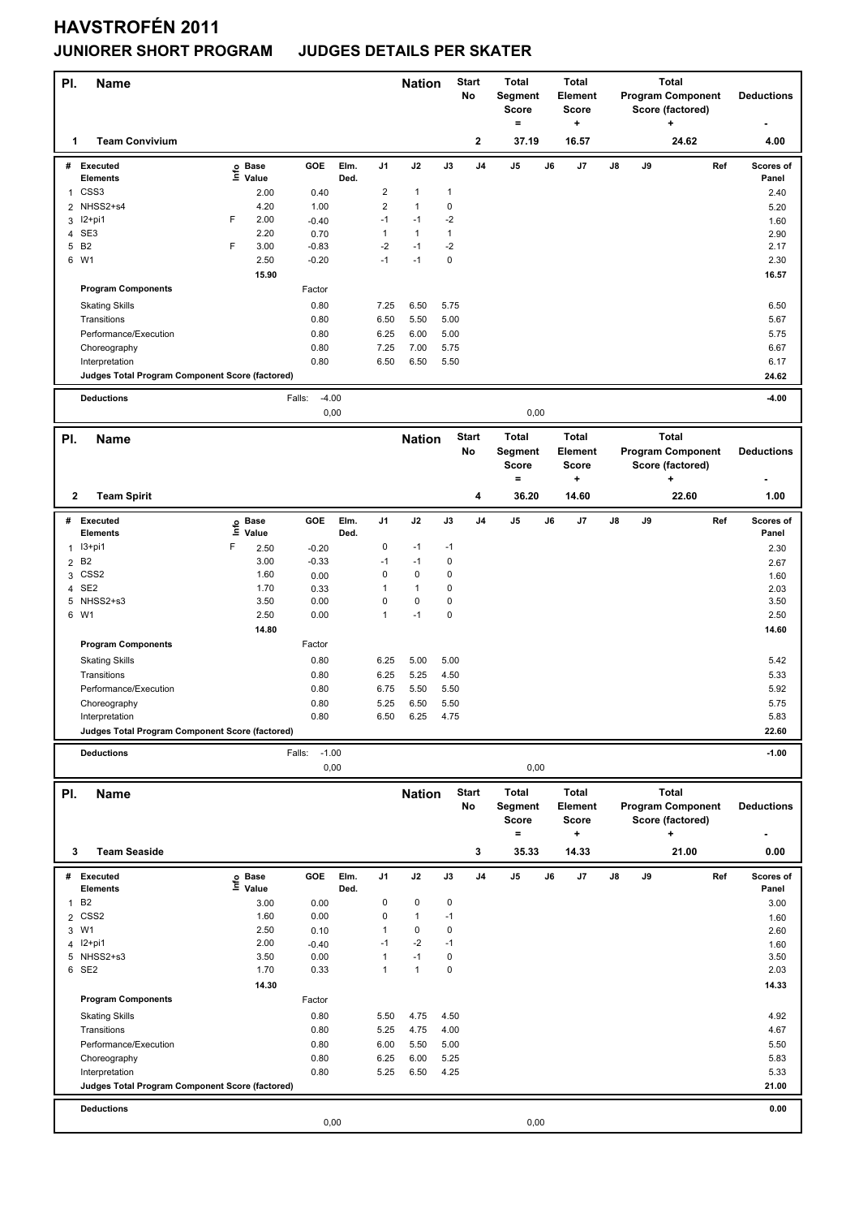# HAVSTROFÉN 2011

## JUNIORER SHORT PROGRAM     JUDGES DETAILS PER SKATER

| Pl. | Name | Nation | Start No | Total Segment Score = | Total Element Score + | Total Program Component Score (factored) + | Deductions - |
|---|---|---|---|---|---|---|---|
| 1 | Team Convivium | | 2 | 37.19 | 16.57 | 24.62 | 4.00 |

| # | Executed Elements | Info | Base Value | GOE | Elm. Ded. | J1 | J2 | J3 | J4 | J5 | J6 | J7 | J8 | J9 | Ref | Scores of Panel |
|---|---|---|---|---|---|---|---|---|---|---|---|---|---|---|---|---|
| 1 | CSS3 | | 2.00 | 0.40 | | 2 | 1 | 1 | | | | | | | | 2.40 |
| 2 | NHSS2+s4 | | 4.20 | 1.00 | | 2 | 1 | 0 | | | | | | | | 5.20 |
| 3 | I2+pi1 | F | 2.00 | -0.40 | | -1 | -1 | -2 | | | | | | | | 1.60 |
| 4 | SE3 | | 2.20 | 0.70 | | 1 | 1 | 1 | | | | | | | | 2.90 |
| 5 | B2 | F | 3.00 | -0.83 | | -2 | -1 | -2 | | | | | | | | 2.17 |
| 6 | W1 | | 2.50 | -0.20 | | -1 | -1 | 0 | | | | | | | | 2.30 |
| | | | 15.90 | | | | | | | | | | | | | 16.57 |

| Program Components | Factor | J1 | J2 | J3 | J4 | J5 | J6 | J7 | J8 | J9 | Scores of Panel |
|---|---|---|---|---|---|---|---|---|---|---|---|
| Skating Skills | 0.80 | 7.25 | 6.50 | 5.75 | | | | | | | 6.50 |
| Transitions | 0.80 | 6.50 | 5.50 | 5.00 | | | | | | | 5.67 |
| Performance/Execution | 0.80 | 6.25 | 6.00 | 5.00 | | | | | | | 5.75 |
| Choreography | 0.80 | 7.25 | 7.00 | 5.75 | | | | | | | 6.67 |
| Interpretation | 0.80 | 6.50 | 6.50 | 5.50 | | | | | | | 6.17 |
| Judges Total Program Component Score (factored) | | | | | | | | | | | 24.62 |

| Deductions | Falls: | -4.00 | -4.00 |
|---|---|---|---|
| | | 0,00 | 0,00 |

| Pl. | Name | Nation | Start No | Total Segment Score = | Total Element Score + | Total Program Component Score (factored) + | Deductions - |
|---|---|---|---|---|---|---|---|
| 2 | Team Spirit | | 4 | 36.20 | 14.60 | 22.60 | 1.00 |

| # | Executed Elements | Info | Base Value | GOE | Elm. Ded. | J1 | J2 | J3 | J4 | J5 | J6 | J7 | J8 | J9 | Ref | Scores of Panel |
|---|---|---|---|---|---|---|---|---|---|---|---|---|---|---|---|---|
| 1 | I3+pi1 | F | 2.50 | -0.20 | | 0 | -1 | -1 | | | | | | | | 2.30 |
| 2 | B2 | | 3.00 | -0.33 | | -1 | -1 | 0 | | | | | | | | 2.67 |
| 3 | CSS2 | | 1.60 | 0.00 | | 0 | 0 | 0 | | | | | | | | 1.60 |
| 4 | SE2 | | 1.70 | 0.33 | | 1 | 1 | 0 | | | | | | | | 2.03 |
| 5 | NHSS2+s3 | | 3.50 | 0.00 | | 0 | 0 | 0 | | | | | | | | 3.50 |
| 6 | W1 | | 2.50 | 0.00 | | 1 | -1 | 0 | | | | | | | | 2.50 |
| | | | 14.80 | | | | | | | | | | | | | 14.60 |

| Program Components | Factor | J1 | J2 | J3 | J4 | J5 | J6 | J7 | J8 | J9 | Scores of Panel |
|---|---|---|---|---|---|---|---|---|---|---|---|
| Skating Skills | 0.80 | 6.25 | 5.00 | 5.00 | | | | | | | 5.42 |
| Transitions | 0.80 | 6.25 | 5.25 | 4.50 | | | | | | | 5.33 |
| Performance/Execution | 0.80 | 6.75 | 5.50 | 5.50 | | | | | | | 5.92 |
| Choreography | 0.80 | 5.25 | 6.50 | 5.50 | | | | | | | 5.75 |
| Interpretation | 0.80 | 6.50 | 6.25 | 4.75 | | | | | | | 5.83 |
| Judges Total Program Component Score (factored) | | | | | | | | | | | 22.60 |

| Deductions | Falls: | -1.00 | -1.00 |
|---|---|---|---|
| | | 0,00 | 0,00 |

| Pl. | Name | Nation | Start No | Total Segment Score = | Total Element Score + | Total Program Component Score (factored) + | Deductions - |
|---|---|---|---|---|---|---|---|
| 3 | Team Seaside | | 3 | 35.33 | 14.33 | 21.00 | 0.00 |

| # | Executed Elements | Info | Base Value | GOE | Elm. Ded. | J1 | J2 | J3 | J4 | J5 | J6 | J7 | J8 | J9 | Ref | Scores of Panel |
|---|---|---|---|---|---|---|---|---|---|---|---|---|---|---|---|---|
| 1 | B2 | | 3.00 | 0.00 | | 0 | 0 | 0 | | | | | | | | 3.00 |
| 2 | CSS2 | | 1.60 | 0.00 | | 0 | 1 | -1 | | | | | | | | 1.60 |
| 3 | W1 | | 2.50 | 0.10 | | 1 | 0 | 0 | | | | | | | | 2.60 |
| 4 | I2+pi1 | | 2.00 | -0.40 | | -1 | -2 | -1 | | | | | | | | 1.60 |
| 5 | NHSS2+s3 | | 3.50 | 0.00 | | 1 | -1 | 0 | | | | | | | | 3.50 |
| 6 | SE2 | | 1.70 | 0.33 | | 1 | 1 | 0 | | | | | | | | 2.03 |
| | | | 14.30 | | | | | | | | | | | | | 14.33 |

| Program Components | Factor | J1 | J2 | J3 | J4 | J5 | J6 | J7 | J8 | J9 | Scores of Panel |
|---|---|---|---|---|---|---|---|---|---|---|---|
| Skating Skills | 0.80 | 5.50 | 4.75 | 4.50 | | | | | | | 4.92 |
| Transitions | 0.80 | 5.25 | 4.75 | 4.00 | | | | | | | 4.67 |
| Performance/Execution | 0.80 | 6.00 | 5.50 | 5.00 | | | | | | | 5.50 |
| Choreography | 0.80 | 6.25 | 6.00 | 5.25 | | | | | | | 5.83 |
| Interpretation | 0.80 | 5.25 | 6.50 | 4.25 | | | | | | | 5.33 |
| Judges Total Program Component Score (factored) | | | | | | | | | | | 21.00 |

| Deductions | | | 0.00 |
|---|---|---|---|
| | | 0,00 | 0,00 |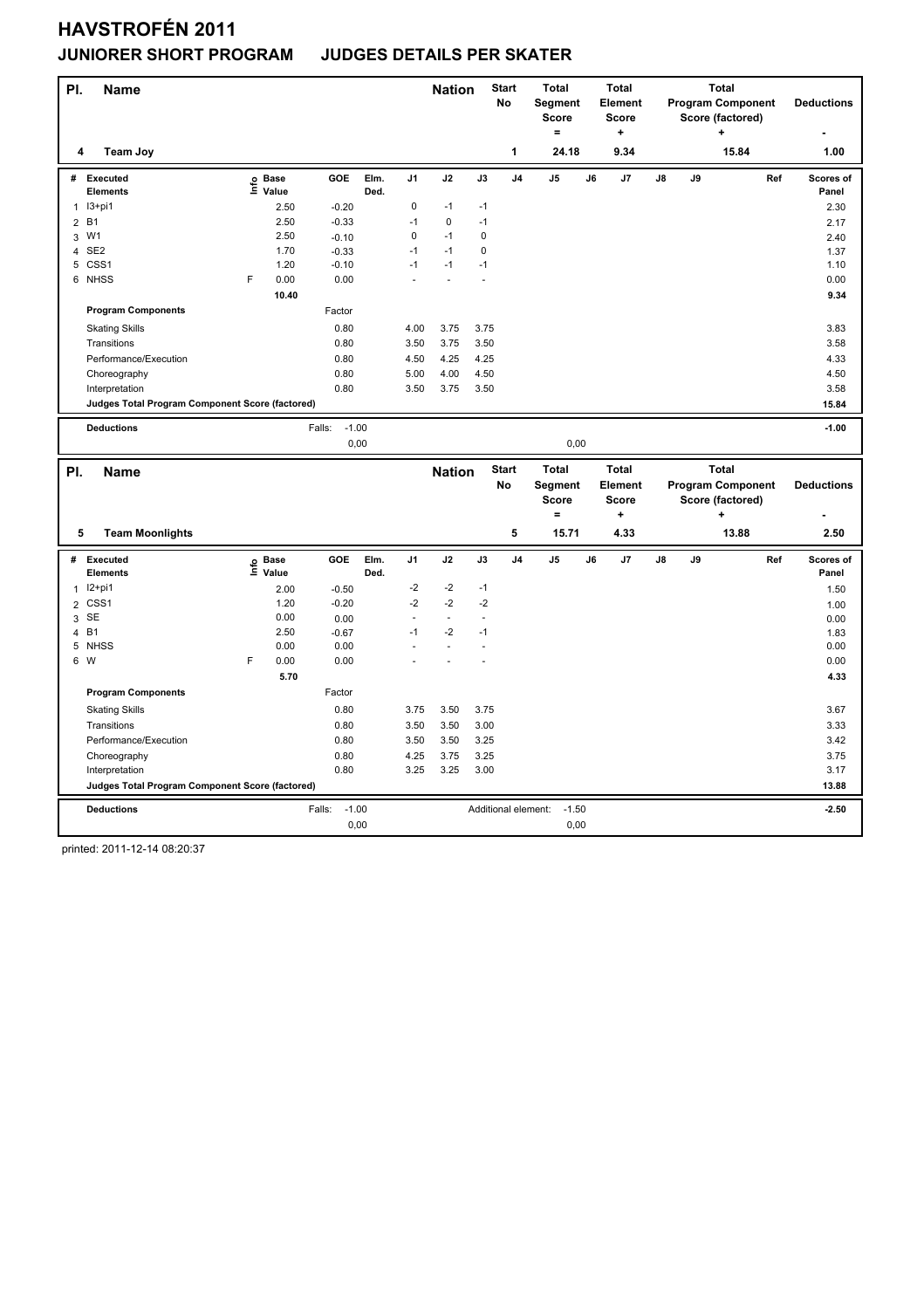# HAVSTROFÉN 2011

## JUNIORER SHORT PROGRAM JUDGES DETAILS PER SKATER

| Pl. | Name | Nation | Start No | Total Segment Score = | Total Element Score + | Total Program Component Score (factored) + | Deductions - |
|---|---|---|---|---|---|---|---|
| 4 | Team Joy | | 1 | 24.18 | 9.34 | 15.84 | 1.00 |

| # | Executed Elements | Info | Base Value | GOE | Elm. Ded. | J1 | J2 | J3 | J4 | J5 | J6 | J7 | J8 | J9 | Ref | Scores of Panel |
|---|---|---|---|---|---|---|---|---|---|---|---|---|---|---|---|---|
| 1 | I3+pi1 | | 2.50 | -0.20 | | 0 | -1 | -1 | | | | | | | | 2.30 |
| 2 | B1 | | 2.50 | -0.33 | | -1 | 0 | -1 | | | | | | | | 2.17 |
| 3 | W1 | | 2.50 | -0.10 | | 0 | -1 | 0 | | | | | | | | 2.40 |
| 4 | SE2 | | 1.70 | -0.33 | | -1 | -1 | 0 | | | | | | | | 1.37 |
| 5 | CSS1 | | 1.20 | -0.10 | | -1 | -1 | -1 | | | | | | | | 1.10 |
| 6 | NHSS | F | 0.00 | 0.00 | | - | - | - | | | | | | | | 0.00 |
| | | | 10.40 | | | | | | | | | | | | | 9.34 |
| | **Program Components** | | | Factor | | | | | | | | | | | | |
| | Skating Skills | | | 0.80 | | 4.00 | 3.75 | 3.75 | | | | | | | | 3.83 |
| | Transitions | | | 0.80 | | 3.50 | 3.75 | 3.50 | | | | | | | | 3.58 |
| | Performance/Execution | | | 0.80 | | 4.50 | 4.25 | 4.25 | | | | | | | | 4.33 |
| | Choreography | | | 0.80 | | 5.00 | 4.00 | 4.50 | | | | | | | | 4.50 |
| | Interpretation | | | 0.80 | | 3.50 | 3.75 | 3.50 | | | | | | | | 3.58 |
| | **Judges Total Program Component Score (factored)** | | | | | | | | | | | | | | | 15.84 |
| | **Deductions** | | | Falls: -1.00 | | | | | | | | | | | | -1.00 |
| | | | | 0,00 | | | | | | 0,00 | | | | | | |

| Pl. | Name | Nation | Start No | Total Segment Score = | Total Element Score + | Total Program Component Score (factored) + | Deductions - |
|---|---|---|---|---|---|---|---|
| 5 | Team Moonlights | | 5 | 15.71 | 4.33 | 13.88 | 2.50 |

| # | Executed Elements | Info | Base Value | GOE | Elm. Ded. | J1 | J2 | J3 | J4 | J5 | J6 | J7 | J8 | J9 | Ref | Scores of Panel |
|---|---|---|---|---|---|---|---|---|---|---|---|---|---|---|---|---|
| 1 | I2+pi1 | | 2.00 | -0.50 | | -2 | -2 | -1 | | | | | | | | 1.50 |
| 2 | CSS1 | | 1.20 | -0.20 | | -2 | -2 | -2 | | | | | | | | 1.00 |
| 3 | SE | | 0.00 | 0.00 | | - | - | - | | | | | | | | 0.00 |
| 4 | B1 | | 2.50 | -0.67 | | -1 | -2 | -1 | | | | | | | | 1.83 |
| 5 | NHSS | | 0.00 | 0.00 | | - | - | - | | | | | | | | 0.00 |
| 6 | W | F | 0.00 | 0.00 | | - | - | - | | | | | | | | 0.00 |
| | | | 5.70 | | | | | | | | | | | | | 4.33 |
| | **Program Components** | | | Factor | | | | | | | | | | | | |
| | Skating Skills | | | 0.80 | | 3.75 | 3.50 | 3.75 | | | | | | | | 3.67 |
| | Transitions | | | 0.80 | | 3.50 | 3.50 | 3.00 | | | | | | | | 3.33 |
| | Performance/Execution | | | 0.80 | | 3.50 | 3.50 | 3.25 | | | | | | | | 3.42 |
| | Choreography | | | 0.80 | | 4.25 | 3.75 | 3.25 | | | | | | | | 3.75 |
| | Interpretation | | | 0.80 | | 3.25 | 3.25 | 3.00 | | | | | | | | 3.17 |
| | **Judges Total Program Component Score (factored)** | | | | | | | | | | | | | | | 13.88 |
| | **Deductions** | | | Falls: -1.00 | | | | | Additional element: | -1.50 | | | | | | -2.50 |
| | | | | 0,00 | | | | | | 0,00 | | | | | | |

printed: 2011-12-14 08:20:37